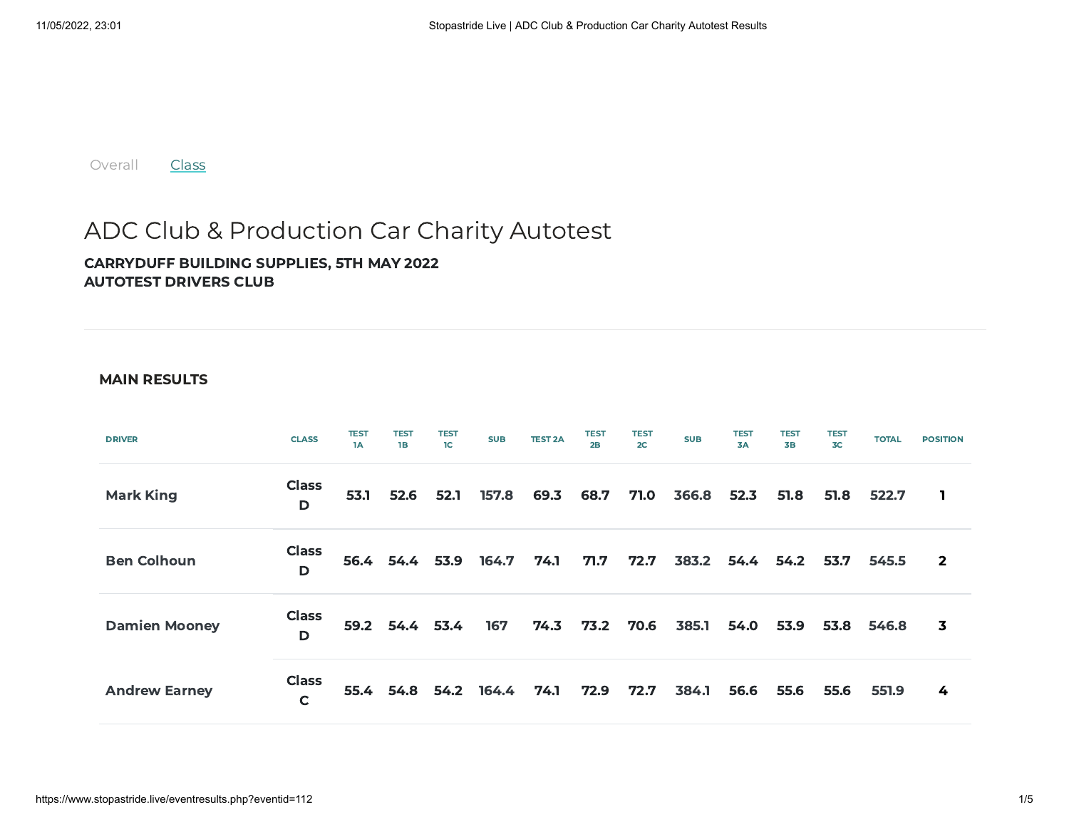Overall Class

# ADC Club & Production Car Charity Autotest

**CARRYDUFF BUILDING SUPPLIES, 5TH MAY 2022**
**AUTOTEST DRIVERS CLUB**

### MAIN RESULTS

| DRIVER | CLASS | TEST 1A | TEST 1B | TEST 1C | SUB | TEST 2A | TEST 2B | TEST 2C | SUB | TEST 3A | TEST 3B | TEST 3C | TOTAL | POSITION |
|---|---|---|---|---|---|---|---|---|---|---|---|---|---|---|
| Mark King | Class D | 53.1 | 52.6 | 52.1 | 157.8 | 69.3 | 68.7 | 71.0 | 366.8 | 52.3 | 51.8 | 51.8 | 522.7 | 1 |
| Ben Colhoun | Class D | 56.4 | 54.4 | 53.9 | 164.7 | 74.1 | 71.7 | 72.7 | 383.2 | 54.4 | 54.2 | 53.7 | 545.5 | 2 |
| Damien Mooney | Class D | 59.2 | 54.4 | 53.4 | 167 | 74.3 | 73.2 | 70.6 | 385.1 | 54.0 | 53.9 | 53.8 | 546.8 | 3 |
| Andrew Earney | Class C | 55.4 | 54.8 | 54.2 | 164.4 | 74.1 | 72.9 | 72.7 | 384.1 | 56.6 | 55.6 | 55.6 | 551.9 | 4 |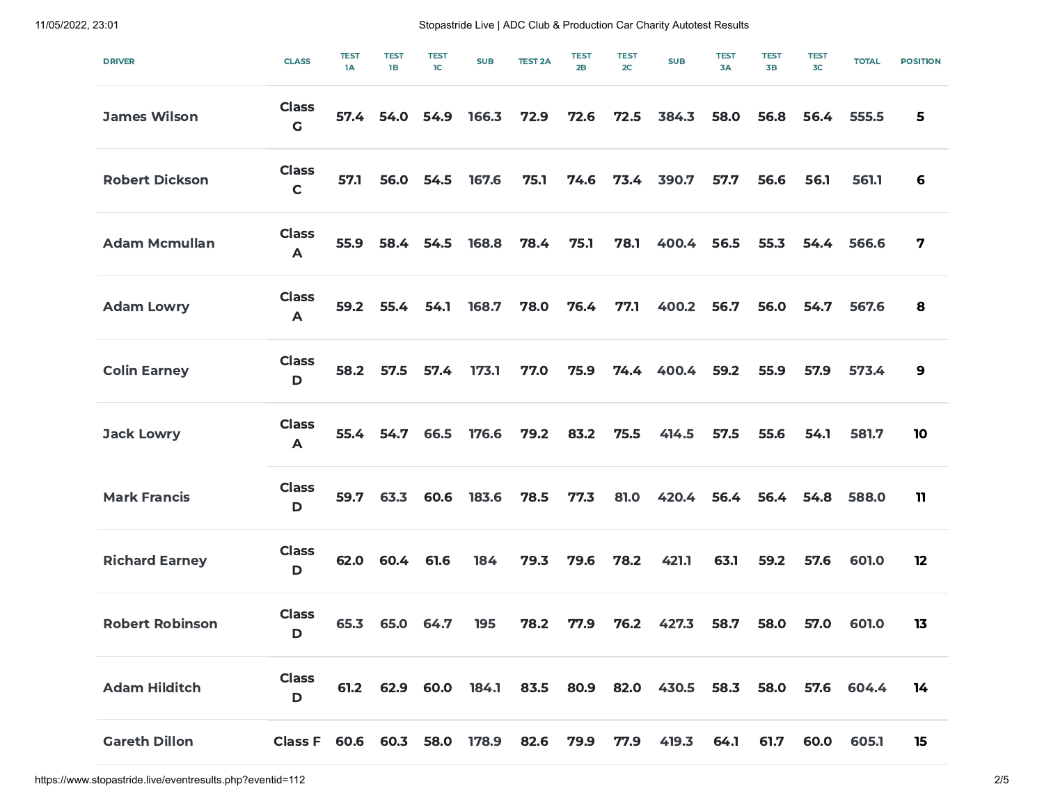| DRIVER | CLASS | TEST 1A | TEST 1B | TEST 1C | SUB | TEST 2A | TEST 2B | TEST 2C | SUB | TEST 3A | TEST 3B | TEST 3C | TOTAL | POSITION |
|---|---|---|---|---|---|---|---|---|---|---|---|---|---|---|
| James Wilson | Class G | 57.4 | 54.0 | 54.9 | 166.3 | 72.9 | 72.6 | 72.5 | 384.3 | 58.0 | 56.8 | 56.4 | 555.5 | 5 |
| Robert Dickson | Class C | 57.1 | 56.0 | 54.5 | 167.6 | 75.1 | 74.6 | 73.4 | 390.7 | 57.7 | 56.6 | 56.1 | 561.1 | 6 |
| Adam Mcmullan | Class A | 55.9 | 58.4 | 54.5 | 168.8 | 78.4 | 75.1 | 78.1 | 400.4 | 56.5 | 55.3 | 54.4 | 566.6 | 7 |
| Adam Lowry | Class A | 59.2 | 55.4 | 54.1 | 168.7 | 78.0 | 76.4 | 77.1 | 400.2 | 56.7 | 56.0 | 54.7 | 567.6 | 8 |
| Colin Earney | Class D | 58.2 | 57.5 | 57.4 | 173.1 | 77.0 | 75.9 | 74.4 | 400.4 | 59.2 | 55.9 | 57.9 | 573.4 | 9 |
| Jack Lowry | Class A | 55.4 | 54.7 | 66.5 | 176.6 | 79.2 | 83.2 | 75.5 | 414.5 | 57.5 | 55.6 | 54.1 | 581.7 | 10 |
| Mark Francis | Class D | 59.7 | 63.3 | 60.6 | 183.6 | 78.5 | 77.3 | 81.0 | 420.4 | 56.4 | 56.4 | 54.8 | 588.0 | 11 |
| Richard Earney | Class D | 62.0 | 60.4 | 61.6 | 184 | 79.3 | 79.6 | 78.2 | 421.1 | 63.1 | 59.2 | 57.6 | 601.0 | 12 |
| Robert Robinson | Class D | 65.3 | 65.0 | 64.7 | 195 | 78.2 | 77.9 | 76.2 | 427.3 | 58.7 | 58.0 | 57.0 | 601.0 | 13 |
| Adam Hilditch | Class D | 61.2 | 62.9 | 60.0 | 184.1 | 83.5 | 80.9 | 82.0 | 430.5 | 58.3 | 58.0 | 57.6 | 604.4 | 14 |
| Gareth Dillon | Class F | 60.6 | 60.3 | 58.0 | 178.9 | 82.6 | 79.9 | 77.9 | 419.3 | 64.1 | 61.7 | 60.0 | 605.1 | 15 |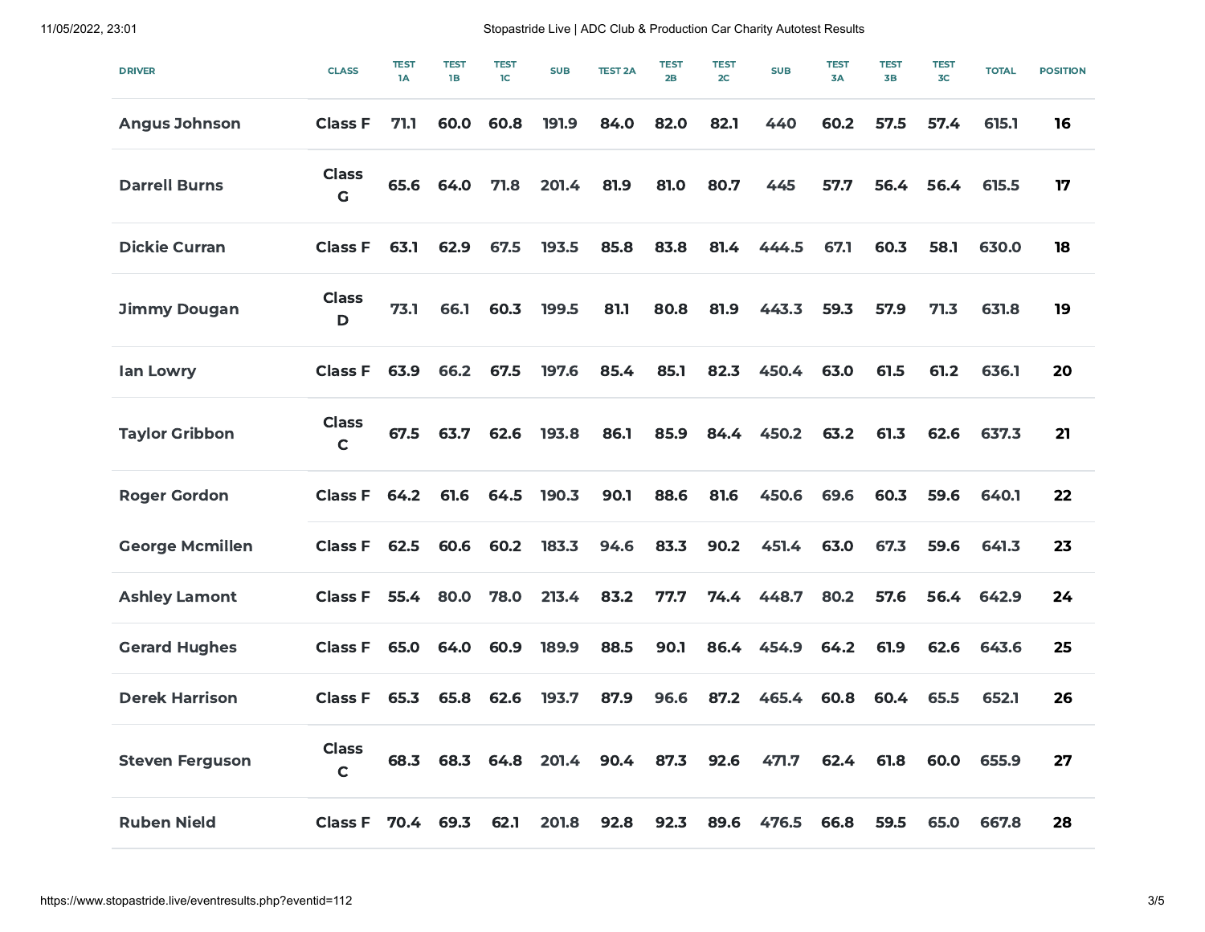| DRIVER | CLASS | TEST 1A | TEST 1B | TEST 1C | SUB | TEST 2A | TEST 2B | TEST 2C | SUB | TEST 3A | TEST 3B | TEST 3C | TOTAL | POSITION |
|---|---|---|---|---|---|---|---|---|---|---|---|---|---|---|
| Angus Johnson | Class F | 71.1 | 60.0 | 60.8 | 191.9 | 84.0 | 82.0 | 82.1 | 440 | 60.2 | 57.5 | 57.4 | 615.1 | 16 |
| Darrell Burns | Class G | 65.6 | 64.0 | 71.8 | 201.4 | 81.9 | 81.0 | 80.7 | 445 | 57.7 | 56.4 | 56.4 | 615.5 | 17 |
| Dickie Curran | Class F | 63.1 | 62.9 | 67.5 | 193.5 | 85.8 | 83.8 | 81.4 | 444.5 | 67.1 | 60.3 | 58.1 | 630.0 | 18 |
| Jimmy Dougan | Class D | 73.1 | 66.1 | 60.3 | 199.5 | 81.1 | 80.8 | 81.9 | 443.3 | 59.3 | 57.9 | 71.3 | 631.8 | 19 |
| Ian Lowry | Class F | 63.9 | 66.2 | 67.5 | 197.6 | 85.4 | 85.1 | 82.3 | 450.4 | 63.0 | 61.5 | 61.2 | 636.1 | 20 |
| Taylor Gribbon | Class C | 67.5 | 63.7 | 62.6 | 193.8 | 86.1 | 85.9 | 84.4 | 450.2 | 63.2 | 61.3 | 62.6 | 637.3 | 21 |
| Roger Gordon | Class F | 64.2 | 61.6 | 64.5 | 190.3 | 90.1 | 88.6 | 81.6 | 450.6 | 69.6 | 60.3 | 59.6 | 640.1 | 22 |
| George Mcmillen | Class F | 62.5 | 60.6 | 60.2 | 183.3 | 94.6 | 83.3 | 90.2 | 451.4 | 63.0 | 67.3 | 59.6 | 641.3 | 23 |
| Ashley Lamont | Class F | 55.4 | 80.0 | 78.0 | 213.4 | 83.2 | 77.7 | 74.4 | 448.7 | 80.2 | 57.6 | 56.4 | 642.9 | 24 |
| Gerard Hughes | Class F | 65.0 | 64.0 | 60.9 | 189.9 | 88.5 | 90.1 | 86.4 | 454.9 | 64.2 | 61.9 | 62.6 | 643.6 | 25 |
| Derek Harrison | Class F | 65.3 | 65.8 | 62.6 | 193.7 | 87.9 | 96.6 | 87.2 | 465.4 | 60.8 | 60.4 | 65.5 | 652.1 | 26 |
| Steven Ferguson | Class C | 68.3 | 68.3 | 64.8 | 201.4 | 90.4 | 87.3 | 92.6 | 471.7 | 62.4 | 61.8 | 60.0 | 655.9 | 27 |
| Ruben Nield | Class F | 70.4 | 69.3 | 62.1 | 201.8 | 92.8 | 92.3 | 89.6 | 476.5 | 66.8 | 59.5 | 65.0 | 667.8 | 28 |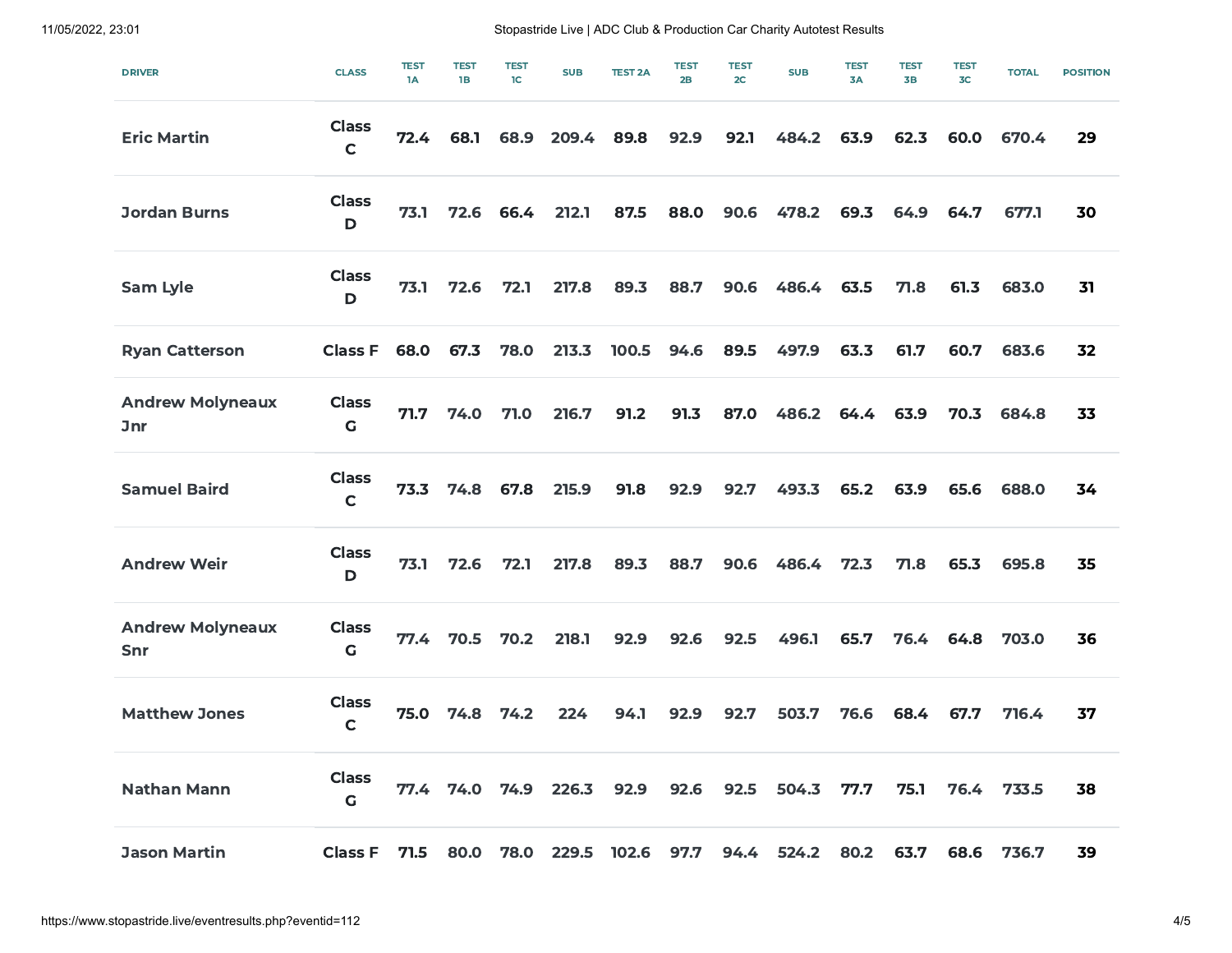| DRIVER | CLASS | TEST 1A | TEST 1B | TEST 1C | SUB | TEST 2A | TEST 2B | TEST 2C | SUB | TEST 3A | TEST 3B | TEST 3C | TOTAL | POSITION |
|---|---|---|---|---|---|---|---|---|---|---|---|---|---|---|
| Eric Martin | Class C | 72.4 | 68.1 | 68.9 | 209.4 | 89.8 | 92.9 | 92.1 | 484.2 | 63.9 | 62.3 | 60.0 | 670.4 | 29 |
| Jordan Burns | Class D | 73.1 | 72.6 | 66.4 | 212.1 | 87.5 | 88.0 | 90.6 | 478.2 | 69.3 | 64.9 | 64.7 | 677.1 | 30 |
| Sam Lyle | Class D | 73.1 | 72.6 | 72.1 | 217.8 | 89.3 | 88.7 | 90.6 | 486.4 | 63.5 | 71.8 | 61.3 | 683.0 | 31 |
| Ryan Catterson | Class F | 68.0 | 67.3 | 78.0 | 213.3 | 100.5 | 94.6 | 89.5 | 497.9 | 63.3 | 61.7 | 60.7 | 683.6 | 32 |
| Andrew Molyneaux Jnr | Class G | 71.7 | 74.0 | 71.0 | 216.7 | 91.2 | 91.3 | 87.0 | 486.2 | 64.4 | 63.9 | 70.3 | 684.8 | 33 |
| Samuel Baird | Class C | 73.3 | 74.8 | 67.8 | 215.9 | 91.8 | 92.9 | 92.7 | 493.3 | 65.2 | 63.9 | 65.6 | 688.0 | 34 |
| Andrew Weir | Class D | 73.1 | 72.6 | 72.1 | 217.8 | 89.3 | 88.7 | 90.6 | 486.4 | 72.3 | 71.8 | 65.3 | 695.8 | 35 |
| Andrew Molyneaux Snr | Class G | 77.4 | 70.5 | 70.2 | 218.1 | 92.9 | 92.6 | 92.5 | 496.1 | 65.7 | 76.4 | 64.8 | 703.0 | 36 |
| Matthew Jones | Class C | 75.0 | 74.8 | 74.2 | 224 | 94.1 | 92.9 | 92.7 | 503.7 | 76.6 | 68.4 | 67.7 | 716.4 | 37 |
| Nathan Mann | Class G | 77.4 | 74.0 | 74.9 | 226.3 | 92.9 | 92.6 | 92.5 | 504.3 | 77.7 | 75.1 | 76.4 | 733.5 | 38 |
| Jason Martin | Class F | 71.5 | 80.0 | 78.0 | 229.5 | 102.6 | 97.7 | 94.4 | 524.2 | 80.2 | 63.7 | 68.6 | 736.7 | 39 |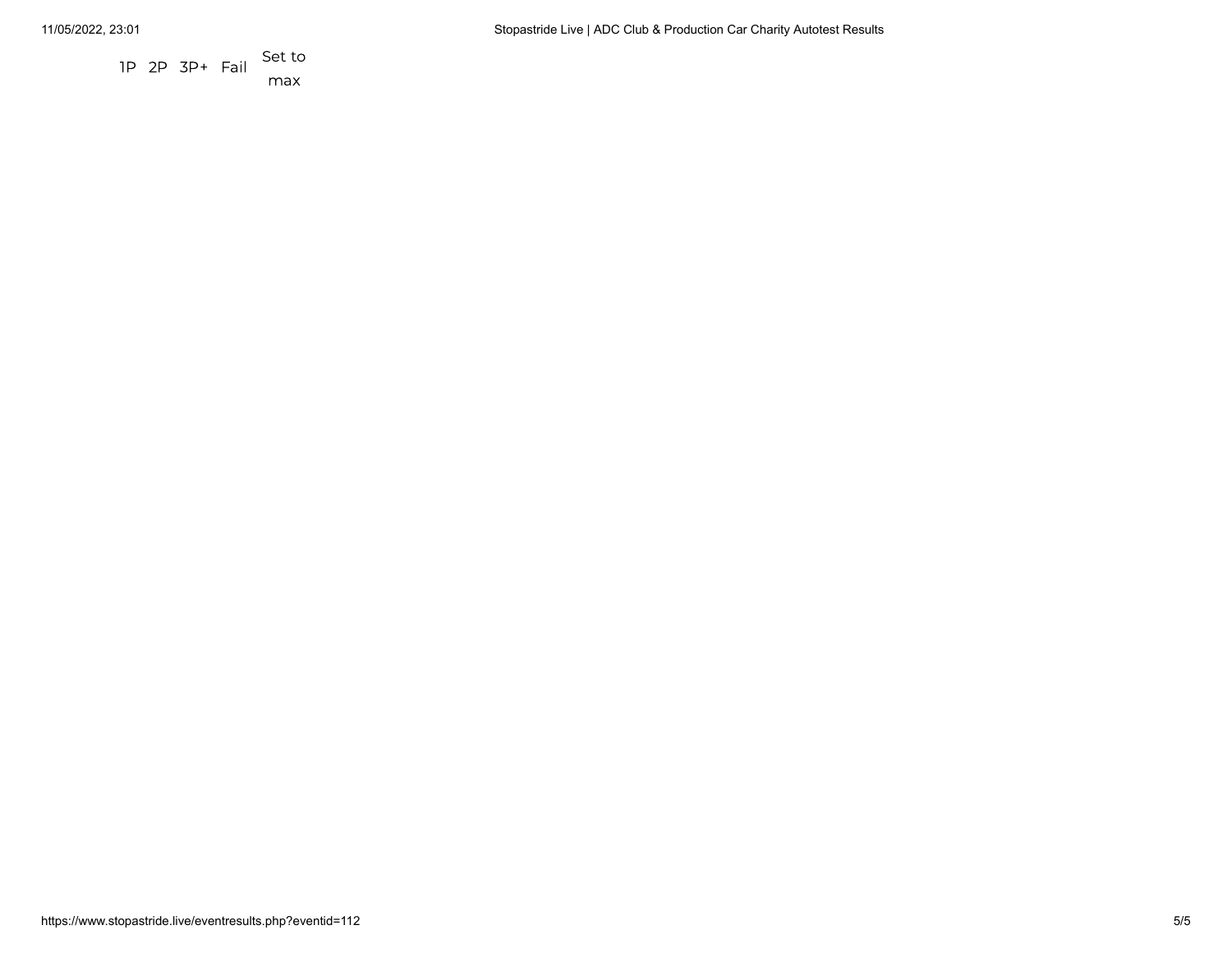1P 2P 3P+ Fail Set to max